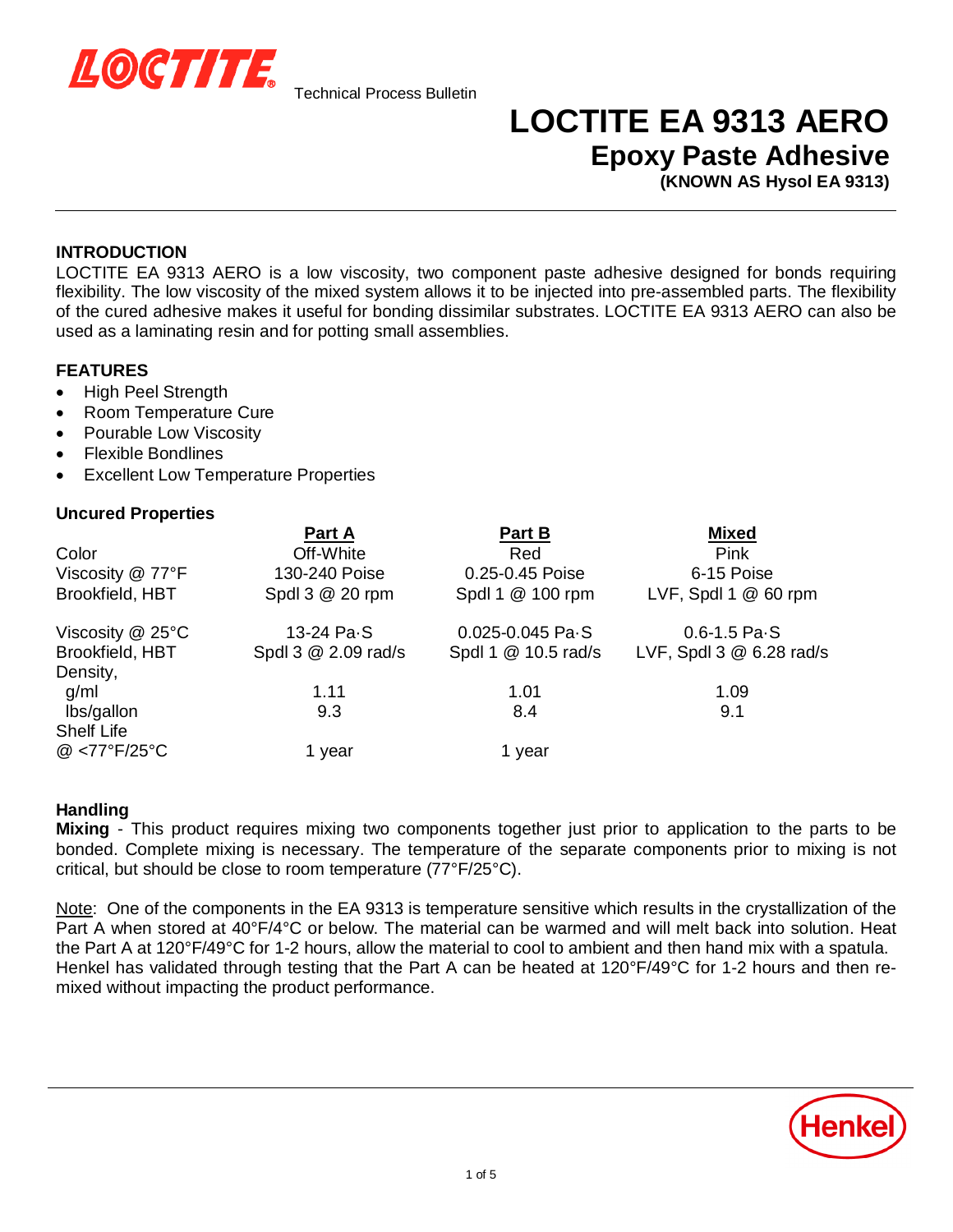Technical Process Bulletin

# LOCTITE EA 9313 AERO

## Epoxy Paste Adhesive

**(KNOWN AS Hysol EA 9313)**

### INTRODUCTION

LOCTITE EA 9313 AERO is a low viscosity, two component paste adhesive designed for bonds requiring flexibility. The low viscosity of the mixed system allows it to be injected into pre-assembled parts. The flexibility of the cured adhesive makes it useful for bonding dissimilar substrates. LOCTITE EA 9313 AERO can also be used as a laminating resin and for potting small assemblies.

### FEATURES

- High Peel Strength
- Room Temperature Cure
- Pourable Low Viscosity
- Flexible Bondlines
- Excellent Low Temperature Properties

### Uncured Properties

| | Part A | Part B | Mixed |
|---|---|---|---|
| Color | Off-White | Red | Pink |
| Viscosity @ 77°F | 130-240 Poise | 0.25-0.45 Poise | 6-15 Poise |
| Brookfield, HBT | Spdl 3 @ 20 rpm | Spdl 1 @ 100 rpm | LVF, Spdl 1 @ 60 rpm |
| Viscosity @ 25°C | 13-24 Pa·S | 0.025-0.045 Pa·S | 0.6-1.5 Pa·S |
| Brookfield, HBT | Spdl 3 @ 2.09 rad/s | Spdl 1 @ 10.5 rad/s | LVF, Spdl 3 @ 6.28 rad/s |
| Density, | | | |
| g/ml | 1.11 | 1.01 | 1.09 |
| lbs/gallon | 9.3 | 8.4 | 9.1 |
| Shelf Life | | | |
| @ <77°F/25°C | 1 year | 1 year | |

### Handling

**Mixing** - This product requires mixing two components together just prior to application to the parts to be bonded. Complete mixing is necessary. The temperature of the separate components prior to mixing is not critical, but should be close to room temperature (77°F/25°C).

Note: One of the components in the EA 9313 is temperature sensitive which results in the crystallization of the Part A when stored at 40°F/4°C or below. The material can be warmed and will melt back into solution. Heat the Part A at 120°F/49°C for 1-2 hours, allow the material to cool to ambient and then hand mix with a spatula. Henkel has validated through testing that the Part A can be heated at 120°F/49°C for 1-2 hours and then re-mixed without impacting the product performance.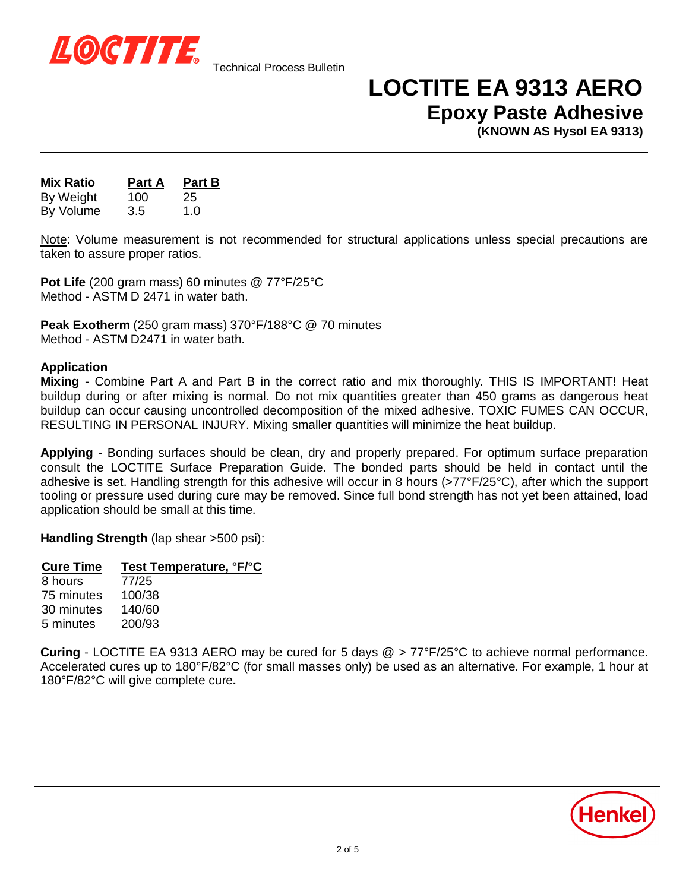# LOCTITE EA 9313 AERO

## Epoxy Paste Adhesive

**(KNOWN AS Hysol EA 9313)**

| **Mix Ratio** | **Part A** | **Part B** |
|---|---|---|
| By Weight | 100 | 25 |
| By Volume | 3.5 | 1.0 |

Note: Volume measurement is not recommended for structural applications unless special precautions are taken to assure proper ratios.

**Pot Life** (200 gram mass) 60 minutes @ 77°F/25°C
Method - ASTM D 2471 in water bath.

**Peak Exotherm** (250 gram mass) 370°F/188°C @ 70 minutes
Method - ASTM D2471 in water bath.

**Application**

**Mixing** - Combine Part A and Part B in the correct ratio and mix thoroughly. THIS IS IMPORTANT! Heat buildup during or after mixing is normal. Do not mix quantities greater than 450 grams as dangerous heat buildup can occur causing uncontrolled decomposition of the mixed adhesive. TOXIC FUMES CAN OCCUR, RESULTING IN PERSONAL INJURY. Mixing smaller quantities will minimize the heat buildup.

**Applying** - Bonding surfaces should be clean, dry and properly prepared. For optimum surface preparation consult the LOCTITE Surface Preparation Guide. The bonded parts should be held in contact until the adhesive is set. Handling strength for this adhesive will occur in 8 hours (>77°F/25°C), after which the support tooling or pressure used during cure may be removed. Since full bond strength has not yet been attained, load application should be small at this time.

**Handling Strength** (lap shear >500 psi):

| Cure Time | Test Temperature, °F/°C |
|---|---|
| 8 hours | 77/25 |
| 75 minutes | 100/38 |
| 30 minutes | 140/60 |
| 5 minutes | 200/93 |

**Curing** - LOCTITE EA 9313 AERO may be cured for 5 days @ > 77°F/25°C to achieve normal performance. Accelerated cures up to 180°F/82°C (for small masses only) be used as an alternative. For example, 1 hour at 180°F/82°C will give complete cure**.**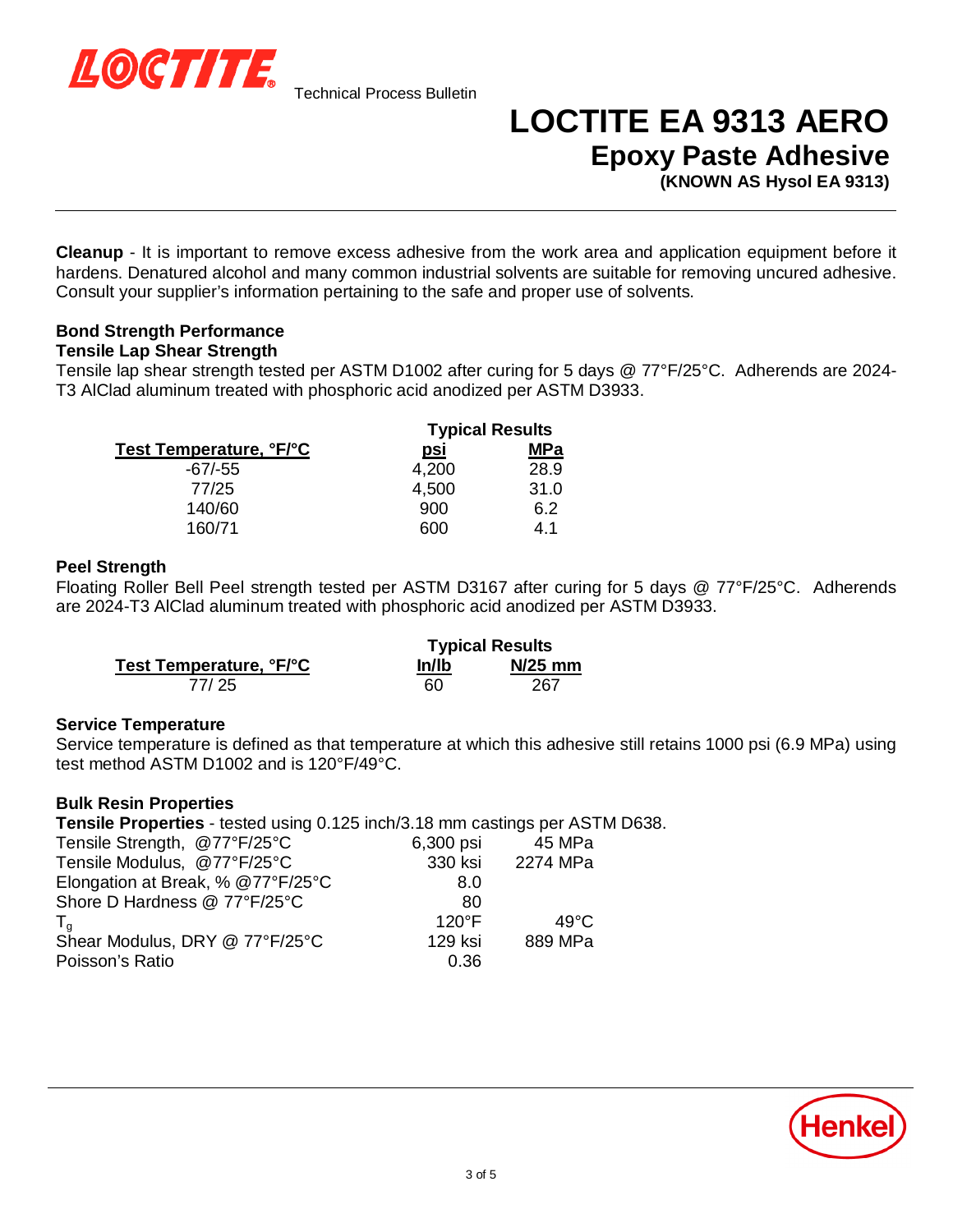**Cleanup** - It is important to remove excess adhesive from the work area and application equipment before it hardens. Denatured alcohol and many common industrial solvents are suitable for removing uncured adhesive. Consult your supplier's information pertaining to the safe and proper use of solvents.

## Bond Strength Performance

### Tensile Lap Shear Strength

Tensile lap shear strength tested per ASTM D1002 after curing for 5 days @ 77°F/25°C. Adherends are 2024-T3 AlClad aluminum treated with phosphoric acid anodized per ASTM D3933.

| | Typical Results | |
|---|---|---|
| **Test Temperature, °F/°C** | **psi** | **MPa** |
| -67/-55 | 4,200 | 28.9 |
| 77/25 | 4,500 | 31.0 |
| 140/60 | 900 | 6.2 |
| 160/71 | 600 | 4.1 |

### Peel Strength

Floating Roller Bell Peel strength tested per ASTM D3167 after curing for 5 days @ 77°F/25°C. Adherends are 2024-T3 AlClad aluminum treated with phosphoric acid anodized per ASTM D3933.

| | Typical Results | |
|---|---|---|
| **Test Temperature, °F/°C** | **In/lb** | **N/25 mm** |
| 77/ 25 | 60 | 267 |

### Service Temperature

Service temperature is defined as that temperature at which this adhesive still retains 1000 psi (6.9 MPa) using test method ASTM D1002 and is 120°F/49°C.

## Bulk Resin Properties

**Tensile Properties** - tested using 0.125 inch/3.18 mm castings per ASTM D638.

| | | |
|---|---|---|
| Tensile Strength, @77°F/25°C | 6,300 psi | 45 MPa |
| Tensile Modulus, @77°F/25°C | 330 ksi | 2274 MPa |
| Elongation at Break, % @77°F/25°C | 8.0 | |
| Shore D Hardness @ 77°F/25°C | 80 | |
| $T_g$ | 120°F | 49°C |
| Shear Modulus, DRY @ 77°F/25°C | 129 ksi | 889 MPa |
| Poisson's Ratio | 0.36 | |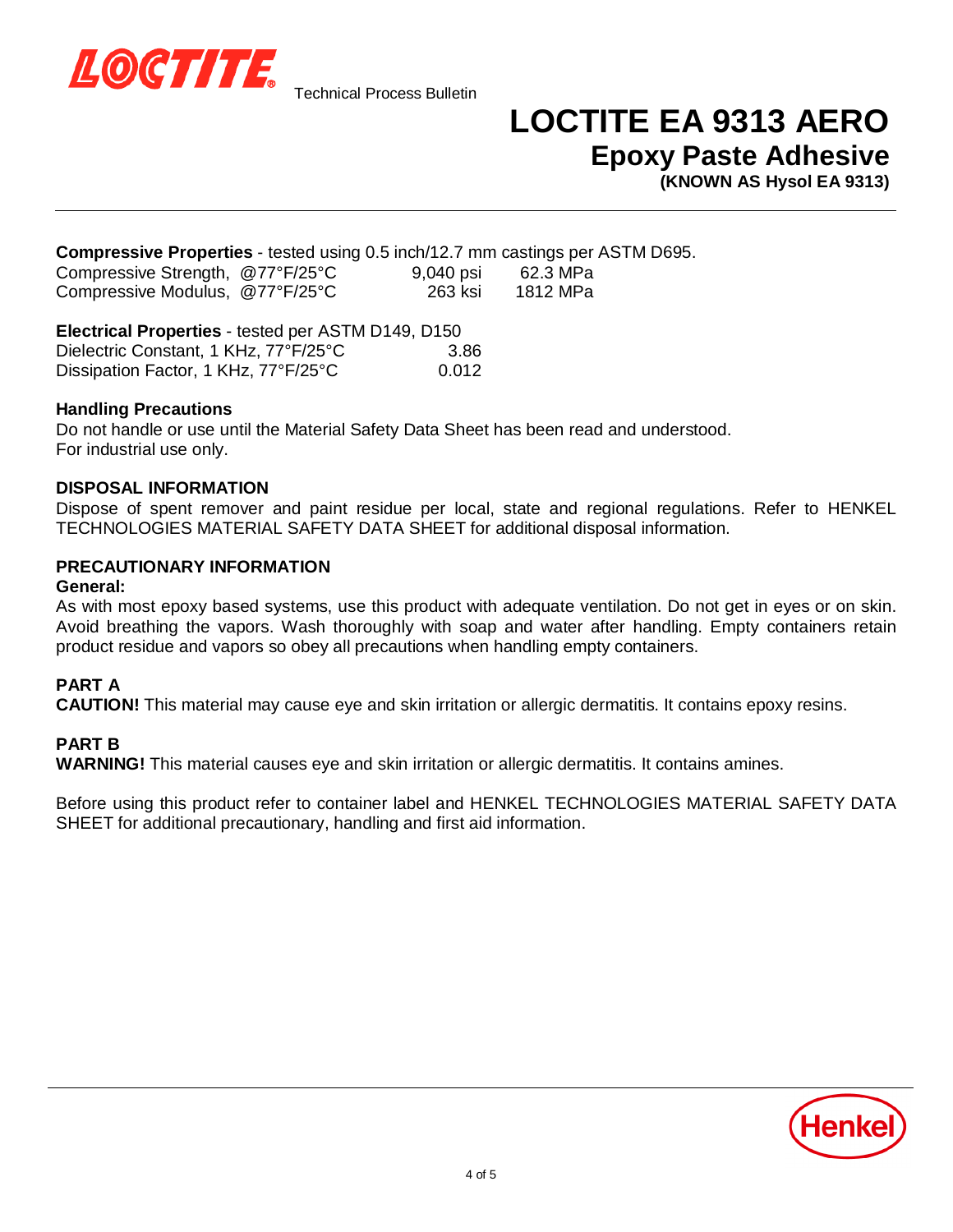# LOCTITE EA 9313 AERO

## Epoxy Paste Adhesive

**(KNOWN AS Hysol EA 9313)**

**Compressive Properties** - tested using 0.5 inch/12.7 mm castings per ASTM D695.

| | | |
|---|---|---|
| Compressive Strength, @77°F/25°C | 9,040 psi | 62.3 MPa |
| Compressive Modulus, @77°F/25°C | 263 ksi | 1812 MPa |

**Electrical Properties** - tested per ASTM D149, D150

| | |
|---|---|
| Dielectric Constant, 1 KHz, 77°F/25°C | 3.86 |
| Dissipation Factor, 1 KHz, 77°F/25°C | 0.012 |

### Handling Precautions

Do not handle or use until the Material Safety Data Sheet has been read and understood.
For industrial use only.

### DISPOSAL INFORMATION

Dispose of spent remover and paint residue per local, state and regional regulations. Refer to HENKEL TECHNOLOGIES MATERIAL SAFETY DATA SHEET for additional disposal information.

### PRECAUTIONARY INFORMATION

**General:**

As with most epoxy based systems, use this product with adequate ventilation. Do not get in eyes or on skin. Avoid breathing the vapors. Wash thoroughly with soap and water after handling. Empty containers retain product residue and vapors so obey all precautions when handling empty containers.

**PART A**

**CAUTION!** This material may cause eye and skin irritation or allergic dermatitis. It contains epoxy resins.

**PART B**

**WARNING!** This material causes eye and skin irritation or allergic dermatitis. It contains amines.

Before using this product refer to container label and HENKEL TECHNOLOGIES MATERIAL SAFETY DATA SHEET for additional precautionary, handling and first aid information.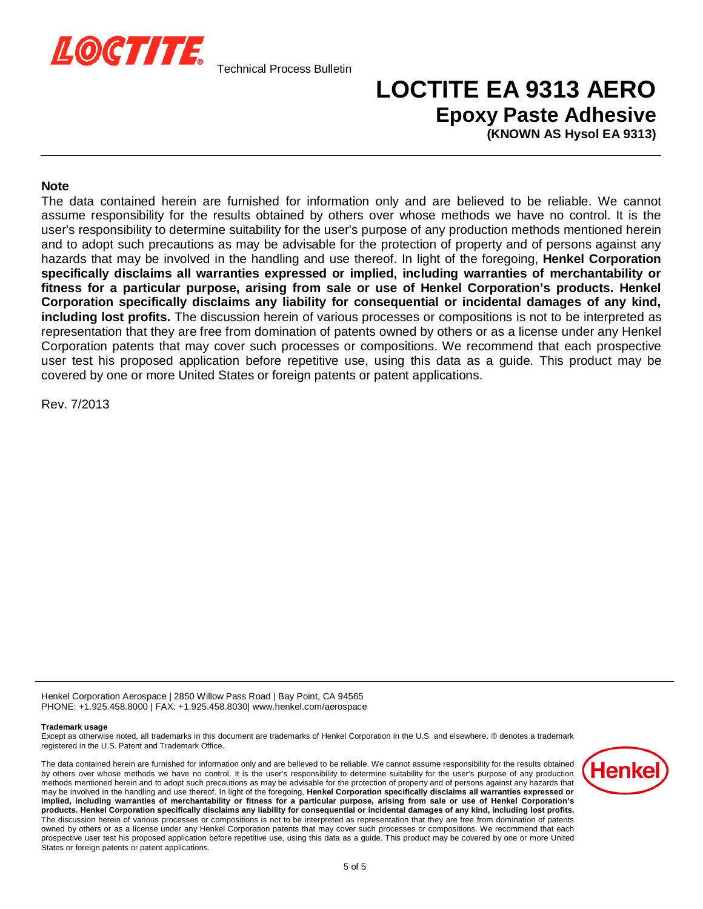## Note

The data contained herein are furnished for information only and are believed to be reliable. We cannot assume responsibility for the results obtained by others over whose methods we have no control. It is the user's responsibility to determine suitability for the user's purpose of any production methods mentioned herein and to adopt such precautions as may be advisable for the protection of property and of persons against any hazards that may be involved in the handling and use thereof. In light of the foregoing, **Henkel Corporation specifically disclaims all warranties expressed or implied, including warranties of merchantability or fitness for a particular purpose, arising from sale or use of Henkel Corporation's products. Henkel Corporation specifically disclaims any liability for consequential or incidental damages of any kind, including lost profits.** The discussion herein of various processes or compositions is not to be interpreted as representation that they are free from domination of patents owned by others or as a license under any Henkel Corporation patents that may cover such processes or compositions. We recommend that each prospective user test his proposed application before repetitive use, using this data as a guide. This product may be covered by one or more United States or foreign patents or patent applications.

Rev. 7/2013

Henkel Corporation Aerospace | 2850 Willow Pass Road | Bay Point, CA 94565
PHONE: +1.925.458.8000 | FAX: +1.925.458.8030| www.henkel.com/aerospace

**Trademark usage**
Except as otherwise noted, all trademarks in this document are trademarks of Henkel Corporation in the U.S. and elsewhere. ® denotes a trademark registered in the U.S. Patent and Trademark Office.

The data contained herein are furnished for information only and are believed to be reliable. We cannot assume responsibility for the results obtained by others over whose methods we have no control. It is the user's responsibility to determine suitability for the user's purpose of any production methods mentioned herein and to adopt such precautions as may be advisable for the protection of property and of persons against any hazards that may be involved in the handling and use thereof. In light of the foregoing, **Henkel Corporation specifically disclaims all warranties expressed or implied, including warranties of merchantability or fitness for a particular purpose, arising from sale or use of Henkel Corporation's products. Henkel Corporation specifically disclaims any liability for consequential or incidental damages of any kind, including lost profits.** The discussion herein of various processes or compositions is not to be interpreted as representation that they are free from domination of patents owned by others or as a license under any Henkel Corporation patents that may cover such processes or compositions. We recommend that each prospective user test his proposed application before repetitive use, using this data as a guide. This product may be covered by one or more United States or foreign patents or patent applications.